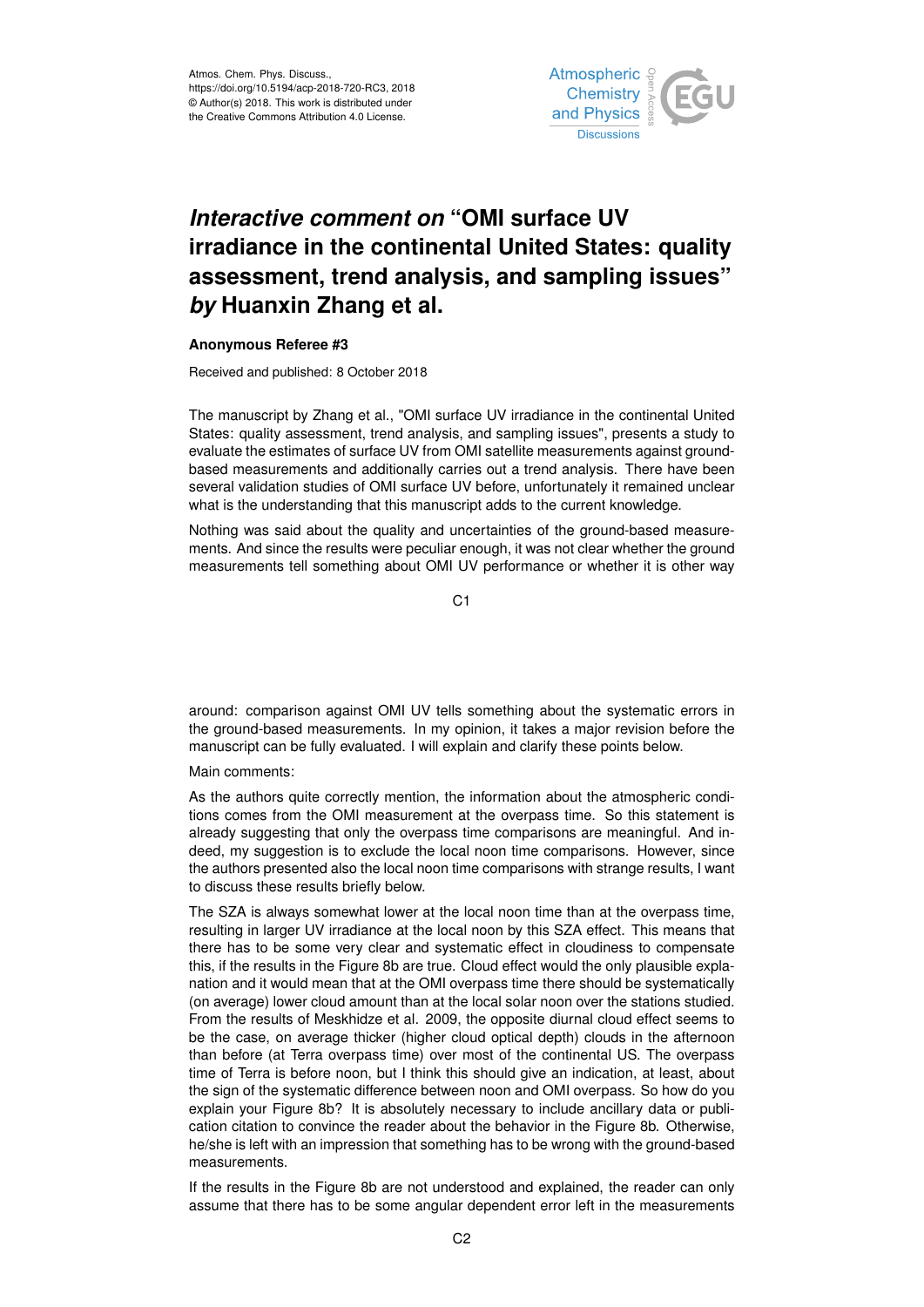Atmos. Chem. Phys. Discuss.,
https://doi.org/10.5194/acp-2018-720-RC3, 2018
© Author(s) 2018. This work is distributed under
the Creative Commons Attribution 4.0 License.

# *Interactive comment on* "OMI surface UV irradiance in the continental United States: quality assessment, trend analysis, and sampling issues" *by* Huanxin Zhang et al.

**Anonymous Referee #3**

Received and published: 8 October 2018

The manuscript by Zhang et al., "OMI surface UV irradiance in the continental United States: quality assessment, trend analysis, and sampling issues", presents a study to evaluate the estimates of surface UV from OMI satellite measurements against ground-based measurements and additionally carries out a trend analysis. There have been several validation studies of OMI surface UV before, unfortunately it remained unclear what is the understanding that this manuscript adds to the current knowledge.

Nothing was said about the quality and uncertainties of the ground-based measurements. And since the results were peculiar enough, it was not clear whether the ground measurements tell something about OMI UV performance or whether it is other way around: comparison against OMI UV tells something about the systematic errors in the ground-based measurements. In my opinion, it takes a major revision before the manuscript can be fully evaluated. I will explain and clarify these points below.

Main comments:

As the authors quite correctly mention, the information about the atmospheric conditions comes from the OMI measurement at the overpass time. So this statement is already suggesting that only the overpass time comparisons are meaningful. And indeed, my suggestion is to exclude the local noon time comparisons. However, since the authors presented also the local noon time comparisons with strange results, I want to discuss these results briefly below.

The SZA is always somewhat lower at the local noon time than at the overpass time, resulting in larger UV irradiance at the local noon by this SZA effect. This means that there has to be some very clear and systematic effect in cloudiness to compensate this, if the results in the Figure 8b are true. Cloud effect would the only plausible explanation and it would mean that at the OMI overpass time there should be systematically (on average) lower cloud amount than at the local solar noon over the stations studied. From the results of Meskhidze et al. 2009, the opposite diurnal cloud effect seems to be the case, on average thicker (higher cloud optical depth) clouds in the afternoon than before (at Terra overpass time) over most of the continental US. The overpass time of Terra is before noon, but I think this should give an indication, at least, about the sign of the systematic difference between noon and OMI overpass. So how do you explain your Figure 8b? It is absolutely necessary to include ancillary data or publication citation to convince the reader about the behavior in the Figure 8b. Otherwise, he/she is left with an impression that something has to be wrong with the ground-based measurements.

If the results in the Figure 8b are not understood and explained, the reader can only assume that there has to be some angular dependent error left in the measurements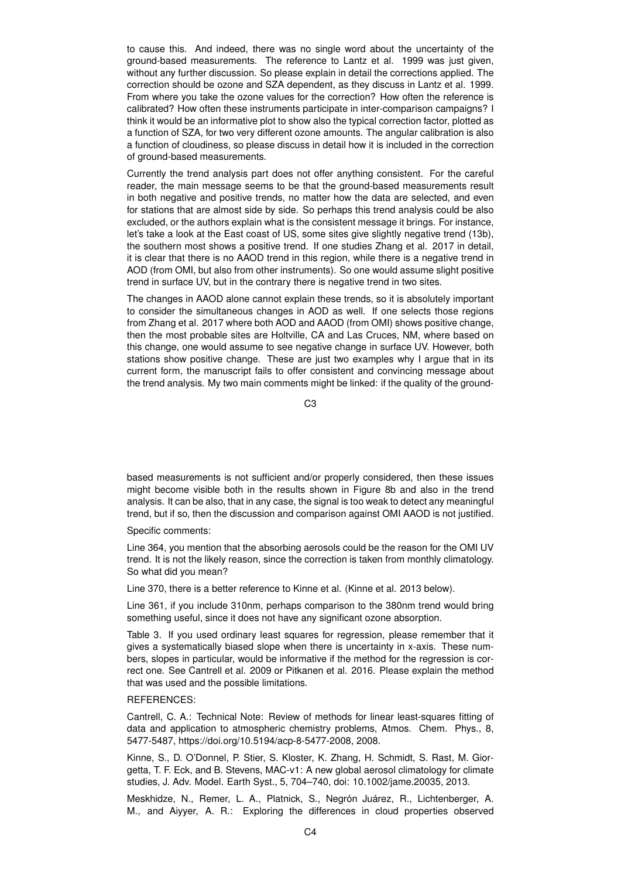to cause this. And indeed, there was no single word about the uncertainty of the ground-based measurements. The reference to Lantz et al. 1999 was just given, without any further discussion. So please explain in detail the corrections applied. The correction should be ozone and SZA dependent, as they discuss in Lantz et al. 1999. From where you take the ozone values for the correction? How often the reference is calibrated? How often these instruments participate in inter-comparison campaigns? I think it would be an informative plot to show also the typical correction factor, plotted as a function of SZA, for two very different ozone amounts. The angular calibration is also a function of cloudiness, so please discuss in detail how it is included in the correction of ground-based measurements.

Currently the trend analysis part does not offer anything consistent. For the careful reader, the main message seems to be that the ground-based measurements result in both negative and positive trends, no matter how the data are selected, and even for stations that are almost side by side. So perhaps this trend analysis could be also excluded, or the authors explain what is the consistent message it brings. For instance, let's take a look at the East coast of US, some sites give slightly negative trend (13b), the southern most shows a positive trend. If one studies Zhang et al. 2017 in detail, it is clear that there is no AAOD trend in this region, while there is a negative trend in AOD (from OMI, but also from other instruments). So one would assume slight positive trend in surface UV, but in the contrary there is negative trend in two sites.

The changes in AAOD alone cannot explain these trends, so it is absolutely important to consider the simultaneous changes in AOD as well. If one selects those regions from Zhang et al. 2017 where both AOD and AAOD (from OMI) shows positive change, then the most probable sites are Holtville, CA and Las Cruces, NM, where based on this change, one would assume to see negative change in surface UV. However, both stations show positive change. These are just two examples why I argue that in its current form, the manuscript fails to offer consistent and convincing message about the trend analysis. My two main comments might be linked: if the quality of the ground-based measurements is not sufficient and/or properly considered, then these issues might become visible both in the results shown in Figure 8b and also in the trend analysis. It can be also, that in any case, the signal is too weak to detect any meaningful trend, but if so, then the discussion and comparison against OMI AAOD is not justified.

Specific comments:

Line 364, you mention that the absorbing aerosols could be the reason for the OMI UV trend. It is not the likely reason, since the correction is taken from monthly climatology. So what did you mean?

Line 370, there is a better reference to Kinne et al. (Kinne et al. 2013 below).

Line 361, if you include 310nm, perhaps comparison to the 380nm trend would bring something useful, since it does not have any significant ozone absorption.

Table 3. If you used ordinary least squares for regression, please remember that it gives a systematically biased slope when there is uncertainty in x-axis. These numbers, slopes in particular, would be informative if the method for the regression is correct one. See Cantrell et al. 2009 or Pitkanen et al. 2016. Please explain the method that was used and the possible limitations.

REFERENCES:

Cantrell, C. A.: Technical Note: Review of methods for linear least-squares fitting of data and application to atmospheric chemistry problems, Atmos. Chem. Phys., 8, 5477-5487, https://doi.org/10.5194/acp-8-5477-2008, 2008.

Kinne, S., D. O'Donnel, P. Stier, S. Kloster, K. Zhang, H. Schmidt, S. Rast, M. Giorgetta, T. F. Eck, and B. Stevens, MAC-v1: A new global aerosol climatology for climate studies, J. Adv. Model. Earth Syst., 5, 704–740, doi: 10.1002/jame.20035, 2013.

Meskhidze, N., Remer, L. A., Platnick, S., Negrón Juárez, R., Lichtenberger, A. M., and Aiyyer, A. R.: Exploring the differences in cloud properties observed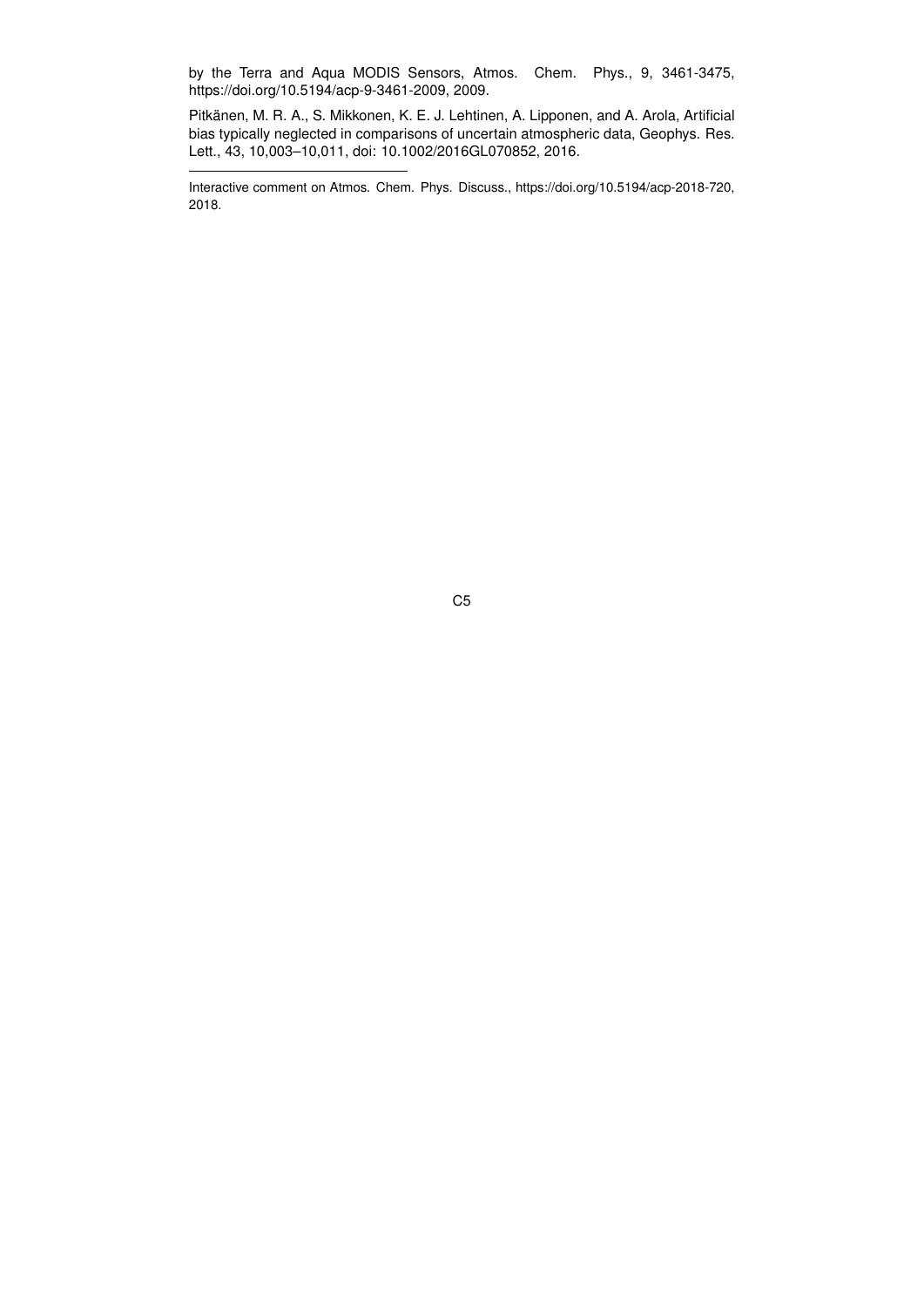by the Terra and Aqua MODIS Sensors, Atmos. Chem. Phys., 9, 3461-3475, https://doi.org/10.5194/acp-9-3461-2009, 2009.

Pitkänen, M. R. A., S. Mikkonen, K. E. J. Lehtinen, A. Lipponen, and A. Arola, Artificial bias typically neglected in comparisons of uncertain atmospheric data, Geophys. Res. Lett., 43, 10,003–10,011, doi: 10.1002/2016GL070852, 2016.

---

Interactive comment on Atmos. Chem. Phys. Discuss., https://doi.org/10.5194/acp-2018-720, 2018.